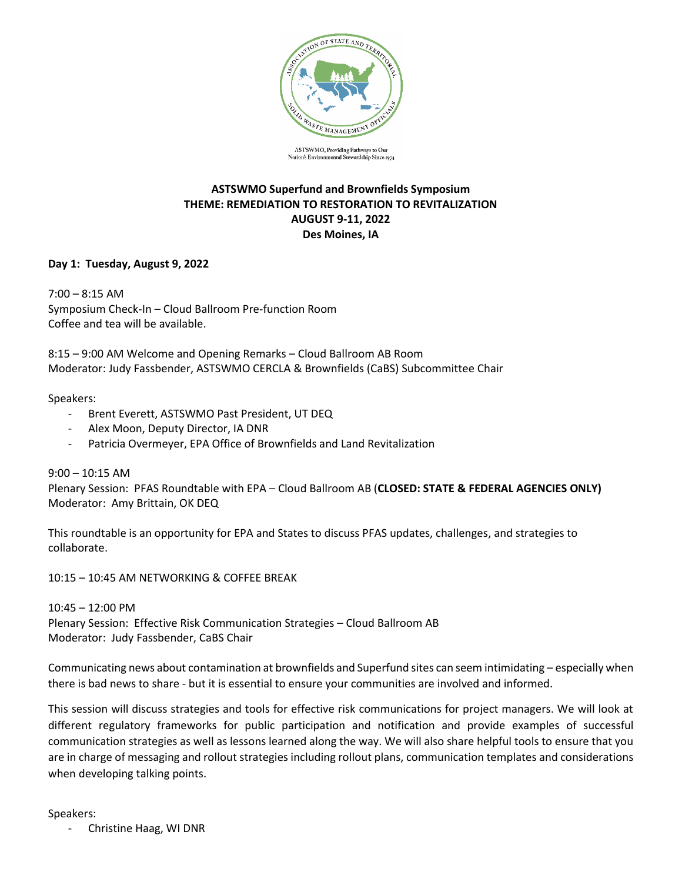ASTSWMO, Providing Pathways to Our Nation's Environmental Stewardship Since 1974

# ASTSWMO Superfund and Brownfields Symposium
## THEME: REMEDIATION TO RESTORATION TO REVITALIZATION
## AUGUST 9-11, 2022
## Des Moines, IA

**Day 1: Tuesday, August 9, 2022**

7:00 – 8:15 AM
Symposium Check-In – Cloud Ballroom Pre-function Room
Coffee and tea will be available.

8:15 – 9:00 AM Welcome and Opening Remarks – Cloud Ballroom AB Room
Moderator: Judy Fassbender, ASTSWMO CERCLA & Brownfields (CaBS) Subcommittee Chair

Speakers:

- Brent Everett, ASTSWMO Past President, UT DEQ
- Alex Moon, Deputy Director, IA DNR
- Patricia Overmeyer, EPA Office of Brownfields and Land Revitalization

9:00 – 10:15 AM
Plenary Session: PFAS Roundtable with EPA – Cloud Ballroom AB (**CLOSED: STATE & FEDERAL AGENCIES ONLY)**
Moderator: Amy Brittain, OK DEQ

This roundtable is an opportunity for EPA and States to discuss PFAS updates, challenges, and strategies to collaborate.

10:15 – 10:45 AM NETWORKING & COFFEE BREAK

10:45 – 12:00 PM
Plenary Session: Effective Risk Communication Strategies – Cloud Ballroom AB
Moderator: Judy Fassbender, CaBS Chair

Communicating news about contamination at brownfields and Superfund sites can seem intimidating – especially when there is bad news to share - but it is essential to ensure your communities are involved and informed.

This session will discuss strategies and tools for effective risk communications for project managers. We will look at different regulatory frameworks for public participation and notification and provide examples of successful communication strategies as well as lessons learned along the way. We will also share helpful tools to ensure that you are in charge of messaging and rollout strategies including rollout plans, communication templates and considerations when developing talking points.

Speakers:

- Christine Haag, WI DNR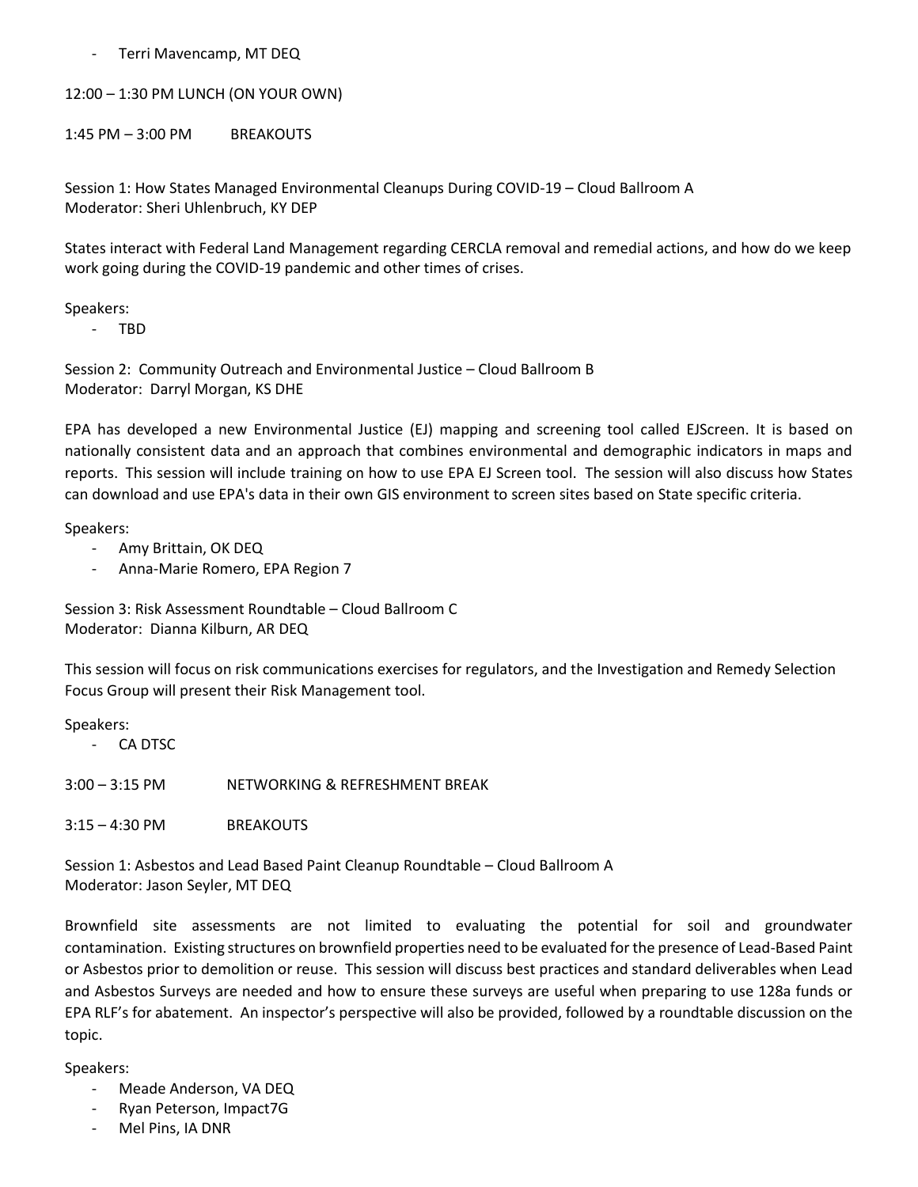- Terri Mavencamp, MT DEQ

12:00 – 1:30 PM LUNCH (ON YOUR OWN)

1:45 PM – 3:00 PM BREAKOUTS

Session 1: How States Managed Environmental Cleanups During COVID-19 – Cloud Ballroom A
Moderator: Sheri Uhlenbruch, KY DEP

States interact with Federal Land Management regarding CERCLA removal and remedial actions, and how do we keep work going during the COVID-19 pandemic and other times of crises.

Speakers:

- TBD

Session 2: Community Outreach and Environmental Justice – Cloud Ballroom B
Moderator: Darryl Morgan, KS DHE

EPA has developed a new Environmental Justice (EJ) mapping and screening tool called EJScreen. It is based on nationally consistent data and an approach that combines environmental and demographic indicators in maps and reports. This session will include training on how to use EPA EJ Screen tool. The session will also discuss how States can download and use EPA's data in their own GIS environment to screen sites based on State specific criteria.

Speakers:

- Amy Brittain, OK DEQ
- Anna-Marie Romero, EPA Region 7

Session 3: Risk Assessment Roundtable – Cloud Ballroom C
Moderator: Dianna Kilburn, AR DEQ

This session will focus on risk communications exercises for regulators, and the Investigation and Remedy Selection Focus Group will present their Risk Management tool.

Speakers:

- CA DTSC

3:00 – 3:15 PM NETWORKING & REFRESHMENT BREAK

3:15 – 4:30 PM BREAKOUTS

Session 1: Asbestos and Lead Based Paint Cleanup Roundtable – Cloud Ballroom A
Moderator: Jason Seyler, MT DEQ

Brownfield site assessments are not limited to evaluating the potential for soil and groundwater contamination. Existing structures on brownfield properties need to be evaluated for the presence of Lead-Based Paint or Asbestos prior to demolition or reuse. This session will discuss best practices and standard deliverables when Lead and Asbestos Surveys are needed and how to ensure these surveys are useful when preparing to use 128a funds or EPA RLF's for abatement. An inspector's perspective will also be provided, followed by a roundtable discussion on the topic.

Speakers:

- Meade Anderson, VA DEQ
- Ryan Peterson, Impact7G
- Mel Pins, IA DNR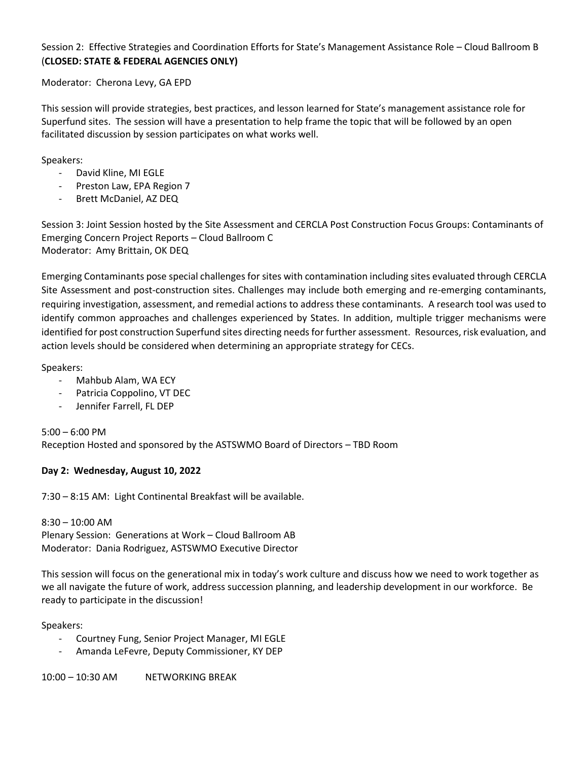Session 2: Effective Strategies and Coordination Efforts for State's Management Assistance Role – Cloud Ballroom B (**CLOSED: STATE & FEDERAL AGENCIES ONLY)**

Moderator: Cherona Levy, GA EPD

This session will provide strategies, best practices, and lesson learned for State's management assistance role for Superfund sites. The session will have a presentation to help frame the topic that will be followed by an open facilitated discussion by session participates on what works well.

Speakers:

- David Kline, MI EGLE
- Preston Law, EPA Region 7
- Brett McDaniel, AZ DEQ

Session 3: Joint Session hosted by the Site Assessment and CERCLA Post Construction Focus Groups: Contaminants of Emerging Concern Project Reports – Cloud Ballroom C
Moderator: Amy Brittain, OK DEQ

Emerging Contaminants pose special challenges for sites with contamination including sites evaluated through CERCLA Site Assessment and post-construction sites. Challenges may include both emerging and re-emerging contaminants, requiring investigation, assessment, and remedial actions to address these contaminants. A research tool was used to identify common approaches and challenges experienced by States. In addition, multiple trigger mechanisms were identified for post construction Superfund sites directing needs for further assessment. Resources, risk evaluation, and action levels should be considered when determining an appropriate strategy for CECs.

Speakers:

- Mahbub Alam, WA ECY
- Patricia Coppolino, VT DEC
- Jennifer Farrell, FL DEP

5:00 – 6:00 PM
Reception Hosted and sponsored by the ASTSWMO Board of Directors – TBD Room

**Day 2: Wednesday, August 10, 2022**

7:30 – 8:15 AM: Light Continental Breakfast will be available.

8:30 – 10:00 AM
Plenary Session: Generations at Work – Cloud Ballroom AB
Moderator: Dania Rodriguez, ASTSWMO Executive Director

This session will focus on the generational mix in today's work culture and discuss how we need to work together as we all navigate the future of work, address succession planning, and leadership development in our workforce. Be ready to participate in the discussion!

Speakers:

- Courtney Fung, Senior Project Manager, MI EGLE
- Amanda LeFevre, Deputy Commissioner, KY DEP

10:00 – 10:30 AM NETWORKING BREAK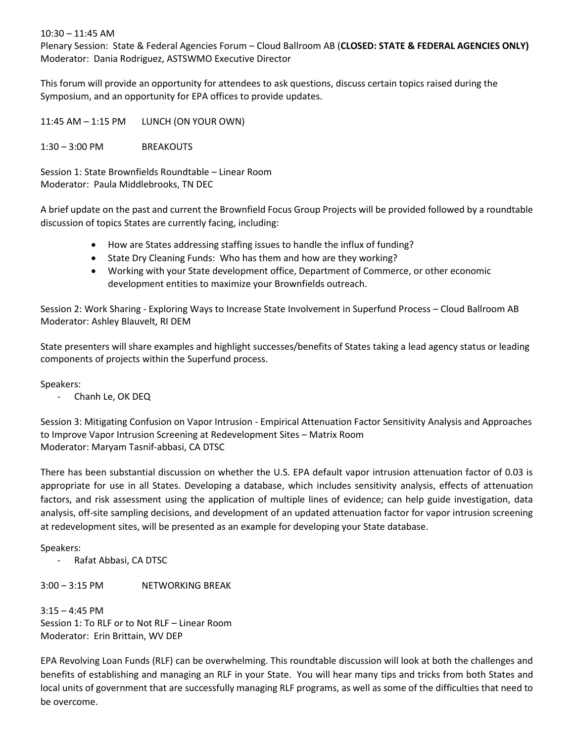10:30 – 11:45 AM
Plenary Session: State & Federal Agencies Forum – Cloud Ballroom AB (**CLOSED: STATE & FEDERAL AGENCIES ONLY)**
Moderator: Dania Rodriguez, ASTSWMO Executive Director

This forum will provide an opportunity for attendees to ask questions, discuss certain topics raised during the Symposium, and an opportunity for EPA offices to provide updates.

11:45 AM – 1:15 PM LUNCH (ON YOUR OWN)

1:30 – 3:00 PM BREAKOUTS

Session 1: State Brownfields Roundtable – Linear Room
Moderator: Paula Middlebrooks, TN DEC

A brief update on the past and current the Brownfield Focus Group Projects will be provided followed by a roundtable discussion of topics States are currently facing, including:

- How are States addressing staffing issues to handle the influx of funding?
- State Dry Cleaning Funds: Who has them and how are they working?
- Working with your State development office, Department of Commerce, or other economic development entities to maximize your Brownfields outreach.

Session 2: Work Sharing - Exploring Ways to Increase State Involvement in Superfund Process – Cloud Ballroom AB
Moderator: Ashley Blauvelt, RI DEM

State presenters will share examples and highlight successes/benefits of States taking a lead agency status or leading components of projects within the Superfund process.

Speakers:
- Chanh Le, OK DEQ

Session 3: Mitigating Confusion on Vapor Intrusion - Empirical Attenuation Factor Sensitivity Analysis and Approaches to Improve Vapor Intrusion Screening at Redevelopment Sites – Matrix Room
Moderator: Maryam Tasnif-abbasi, CA DTSC

There has been substantial discussion on whether the U.S. EPA default vapor intrusion attenuation factor of 0.03 is appropriate for use in all States. Developing a database, which includes sensitivity analysis, effects of attenuation factors, and risk assessment using the application of multiple lines of evidence; can help guide investigation, data analysis, off-site sampling decisions, and development of an updated attenuation factor for vapor intrusion screening at redevelopment sites, will be presented as an example for developing your State database.

Speakers:
- Rafat Abbasi, CA DTSC

3:00 – 3:15 PM NETWORKING BREAK

3:15 – 4:45 PM
Session 1: To RLF or to Not RLF – Linear Room
Moderator: Erin Brittain, WV DEP

EPA Revolving Loan Funds (RLF) can be overwhelming. This roundtable discussion will look at both the challenges and benefits of establishing and managing an RLF in your State. You will hear many tips and tricks from both States and local units of government that are successfully managing RLF programs, as well as some of the difficulties that need to be overcome.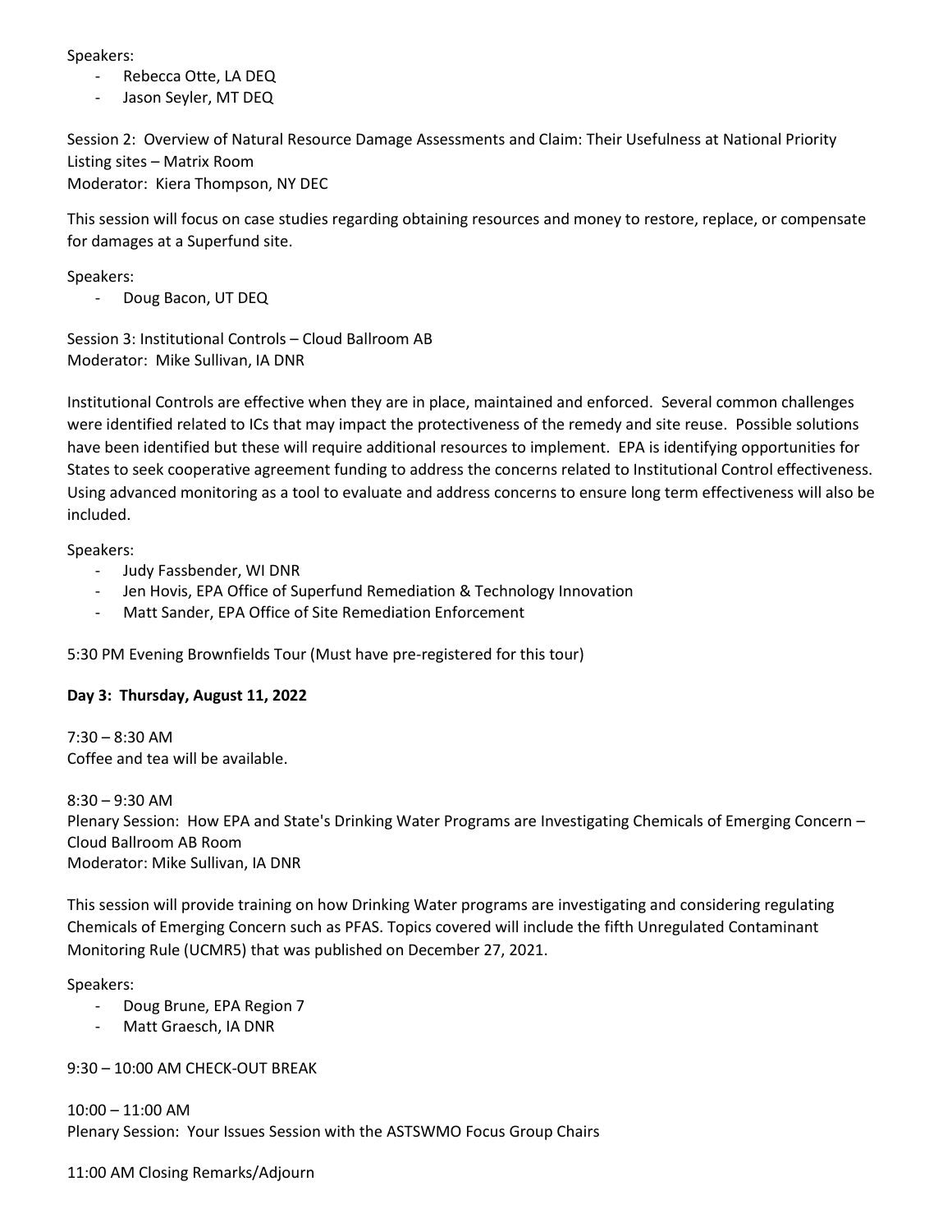Speakers:

- Rebecca Otte, LA DEQ
- Jason Seyler, MT DEQ

Session 2: Overview of Natural Resource Damage Assessments and Claim: Their Usefulness at National Priority Listing sites – Matrix Room
Moderator: Kiera Thompson, NY DEC

This session will focus on case studies regarding obtaining resources and money to restore, replace, or compensate for damages at a Superfund site.

Speakers:

- Doug Bacon, UT DEQ

Session 3: Institutional Controls – Cloud Ballroom AB
Moderator: Mike Sullivan, IA DNR

Institutional Controls are effective when they are in place, maintained and enforced. Several common challenges were identified related to ICs that may impact the protectiveness of the remedy and site reuse. Possible solutions have been identified but these will require additional resources to implement. EPA is identifying opportunities for States to seek cooperative agreement funding to address the concerns related to Institutional Control effectiveness. Using advanced monitoring as a tool to evaluate and address concerns to ensure long term effectiveness will also be included.

Speakers:

- Judy Fassbender, WI DNR
- Jen Hovis, EPA Office of Superfund Remediation & Technology Innovation
- Matt Sander, EPA Office of Site Remediation Enforcement

5:30 PM Evening Brownfields Tour (Must have pre-registered for this tour)

**Day 3: Thursday, August 11, 2022**

7:30 – 8:30 AM
Coffee and tea will be available.

8:30 – 9:30 AM
Plenary Session: How EPA and State's Drinking Water Programs are Investigating Chemicals of Emerging Concern – Cloud Ballroom AB Room
Moderator: Mike Sullivan, IA DNR

This session will provide training on how Drinking Water programs are investigating and considering regulating Chemicals of Emerging Concern such as PFAS. Topics covered will include the fifth Unregulated Contaminant Monitoring Rule (UCMR5) that was published on December 27, 2021.

Speakers:

- Doug Brune, EPA Region 7
- Matt Graesch, IA DNR

9:30 – 10:00 AM CHECK-OUT BREAK

10:00 – 11:00 AM
Plenary Session: Your Issues Session with the ASTSWMO Focus Group Chairs

11:00 AM Closing Remarks/Adjourn